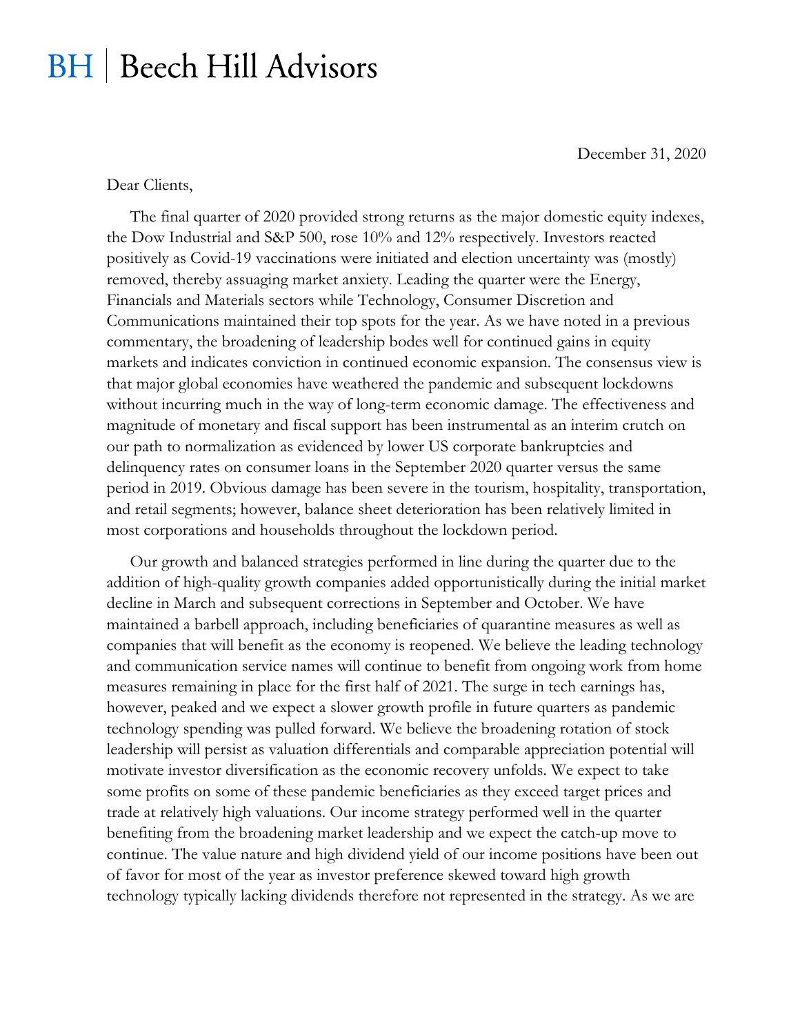# BH | Beech Hill Advisors

December 31, 2020

Dear Clients,

The final quarter of 2020 provided strong returns as the major domestic equity indexes, the Dow Industrial and S&P 500, rose 10% and 12% respectively. Investors reacted positively as Covid-19 vaccinations were initiated and election uncertainty was (mostly) removed, thereby assuaging market anxiety. Leading the quarter were the Energy, Financials and Materials sectors while Technology, Consumer Discretion and Communications maintained their top spots for the year. As we have noted in a previous commentary, the broadening of leadership bodes well for continued gains in equity markets and indicates conviction in continued economic expansion. The consensus view is that major global economies have weathered the pandemic and subsequent lockdowns without incurring much in the way of long-term economic damage. The effectiveness and magnitude of monetary and fiscal support has been instrumental as an interim crutch on our path to normalization as evidenced by lower US corporate bankruptcies and delinquency rates on consumer loans in the September 2020 quarter versus the same period in 2019. Obvious damage has been severe in the tourism, hospitality, transportation, and retail segments; however, balance sheet deterioration has been relatively limited in most corporations and households throughout the lockdown period.

Our growth and balanced strategies performed in line during the quarter due to the addition of high-quality growth companies added opportunistically during the initial market decline in March and subsequent corrections in September and October. We have maintained a barbell approach, including beneficiaries of quarantine measures as well as companies that will benefit as the economy is reopened. We believe the leading technology and communication service names will continue to benefit from ongoing work from home measures remaining in place for the first half of 2021. The surge in tech earnings has, however, peaked and we expect a slower growth profile in future quarters as pandemic technology spending was pulled forward. We believe the broadening rotation of stock leadership will persist as valuation differentials and comparable appreciation potential will motivate investor diversification as the economic recovery unfolds. We expect to take some profits on some of these pandemic beneficiaries as they exceed target prices and trade at relatively high valuations. Our income strategy performed well in the quarter benefiting from the broadening market leadership and we expect the catch-up move to continue. The value nature and high dividend yield of our income positions have been out of favor for most of the year as investor preference skewed toward high growth technology typically lacking dividends therefore not represented in the strategy. As we are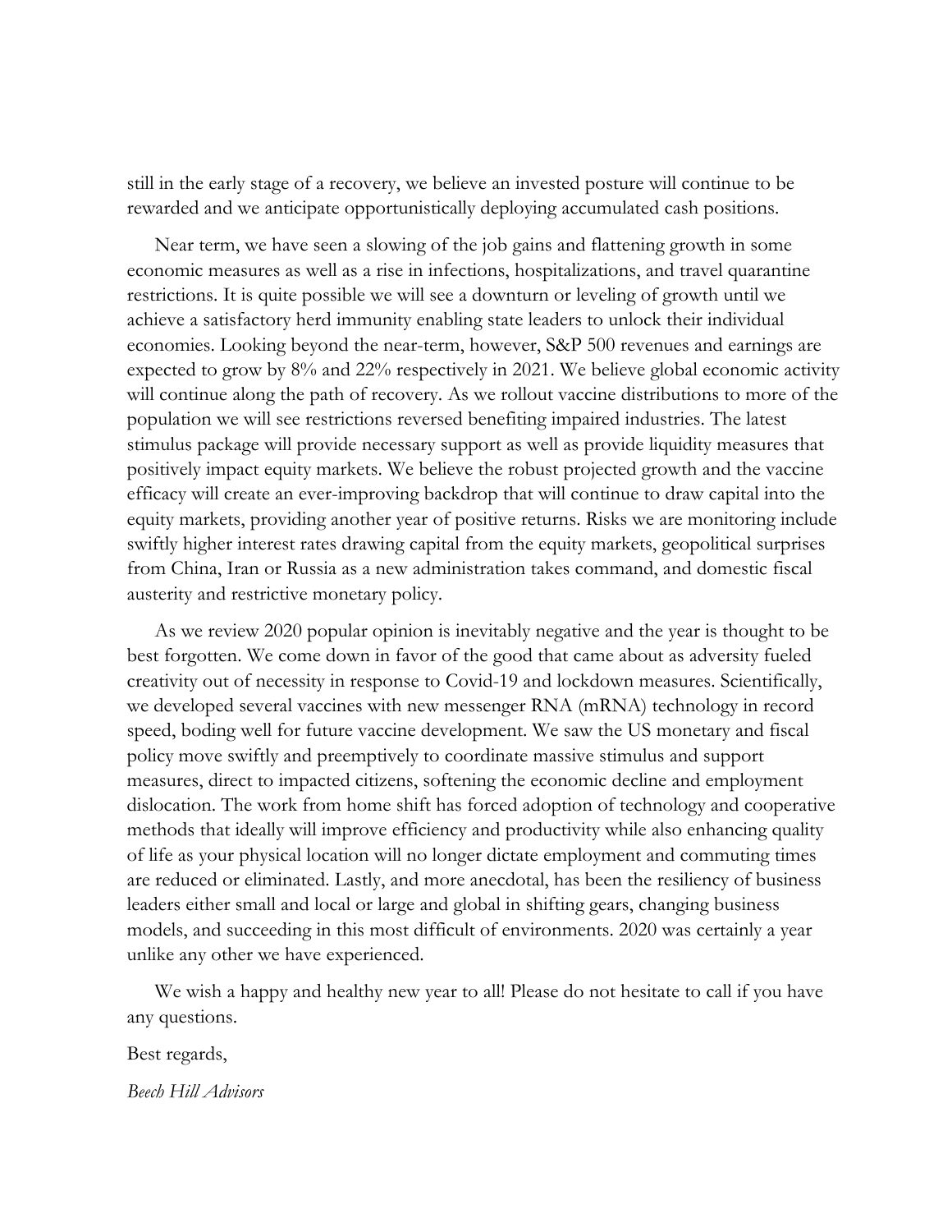still in the early stage of a recovery, we believe an invested posture will continue to be rewarded and we anticipate opportunistically deploying accumulated cash positions.

Near term, we have seen a slowing of the job gains and flattening growth in some economic measures as well as a rise in infections, hospitalizations, and travel quarantine restrictions. It is quite possible we will see a downturn or leveling of growth until we achieve a satisfactory herd immunity enabling state leaders to unlock their individual economies. Looking beyond the near-term, however, S&P 500 revenues and earnings are expected to grow by 8% and 22% respectively in 2021. We believe global economic activity will continue along the path of recovery. As we rollout vaccine distributions to more of the population we will see restrictions reversed benefiting impaired industries. The latest stimulus package will provide necessary support as well as provide liquidity measures that positively impact equity markets. We believe the robust projected growth and the vaccine efficacy will create an ever-improving backdrop that will continue to draw capital into the equity markets, providing another year of positive returns. Risks we are monitoring include swiftly higher interest rates drawing capital from the equity markets, geopolitical surprises from China, Iran or Russia as a new administration takes command, and domestic fiscal austerity and restrictive monetary policy.

As we review 2020 popular opinion is inevitably negative and the year is thought to be best forgotten. We come down in favor of the good that came about as adversity fueled creativity out of necessity in response to Covid-19 and lockdown measures. Scientifically, we developed several vaccines with new messenger RNA (mRNA) technology in record speed, boding well for future vaccine development. We saw the US monetary and fiscal policy move swiftly and preemptively to coordinate massive stimulus and support measures, direct to impacted citizens, softening the economic decline and employment dislocation. The work from home shift has forced adoption of technology and cooperative methods that ideally will improve efficiency and productivity while also enhancing quality of life as your physical location will no longer dictate employment and commuting times are reduced or eliminated. Lastly, and more anecdotal, has been the resiliency of business leaders either small and local or large and global in shifting gears, changing business models, and succeeding in this most difficult of environments. 2020 was certainly a year unlike any other we have experienced.

We wish a happy and healthy new year to all! Please do not hesitate to call if you have any questions.

Best regards,

*Beech Hill Advisors*